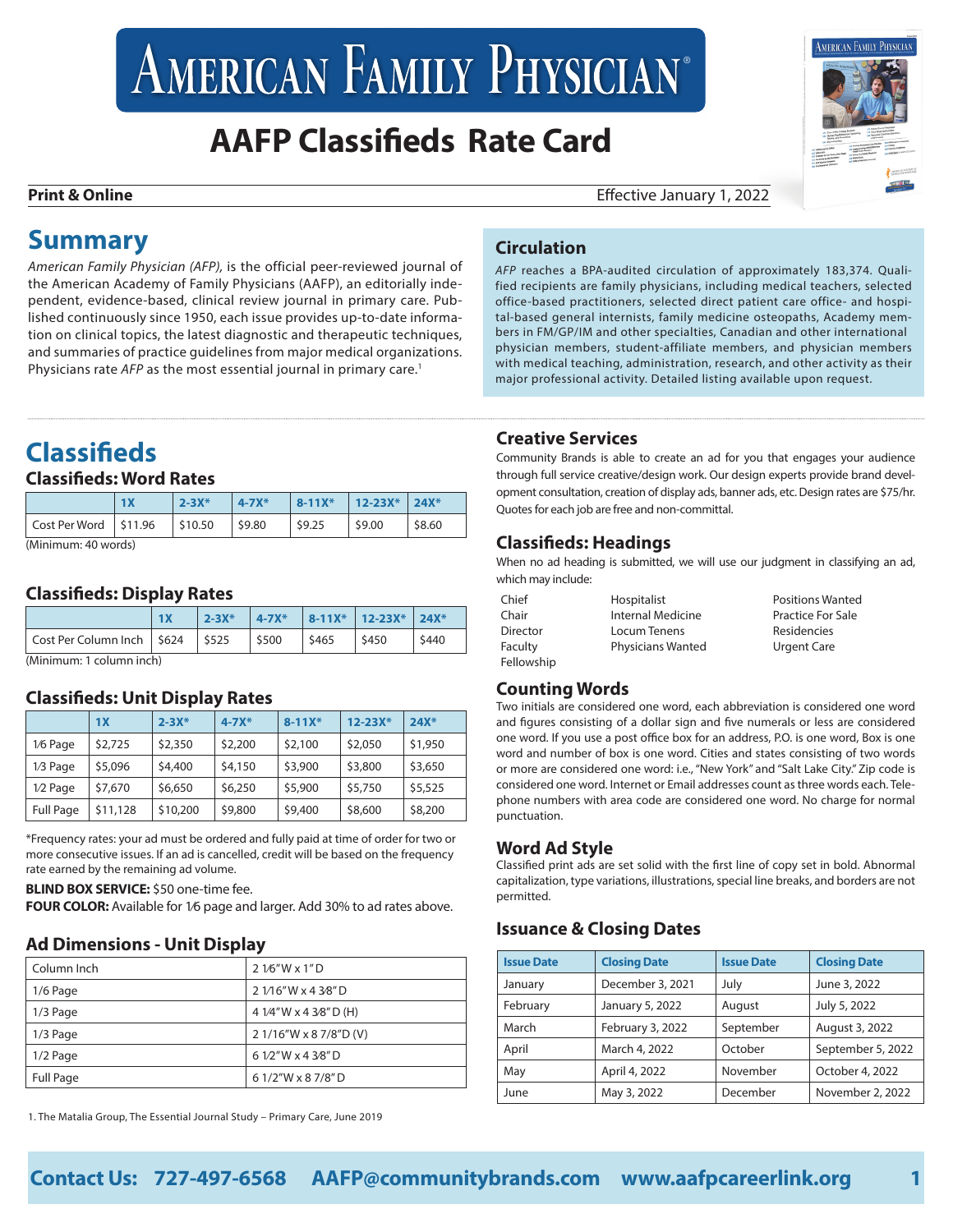# American Family Physician®

## AAFP Classifieds Rate Card

**Print & Online** Effective January 1, 2022

## Summary

*American Family Physician (AFP),* is the official peer-reviewed journal of the American Academy of Family Physicians (AAFP), an editorially independent, evidence-based, clinical review journal in primary care. Published continuously since 1950, each issue provides up-to-date information on clinical topics, the latest diagnostic and therapeutic techniques, and summaries of practice guidelines from major medical organizations. Physicians rate *AFP* as the most essential journal in primary care.[1]

### Circulation

*AFP* reaches a BPA-audited circulation of approximately 183,374. Qualified recipients are family physicians, including medical teachers, selected office-based practitioners, selected direct patient care office- and hospital-based general internists, family medicine osteopaths, Academy members in FM/GP/IM and other specialties, Canadian and other international physician members, student-affiliate members, and physician members with medical teaching, administration, research, and other activity as their major professional activity. Detailed listing available upon request.

## Classifieds

### Classifieds: Word Rates

| | 1X | 2-3X* | 4-7X* | 8-11X* | 12-23X* | 24X* |
|---|---|---|---|---|---|---|
| Cost Per Word | $11.96 | $10.50 | $9.80 | $9.25 | $9.00 | $8.60 |

(Minimum: 40 words)

### Classifieds: Display Rates

| | 1X | 2-3X* | 4-7X* | 8-11X* | 12-23X* | 24X* |
|---|---|---|---|---|---|---|
| Cost Per Column Inch | $624 | $525 | $500 | $465 | $450 | $440 |

(Minimum: 1 column inch)

### Classifieds: Unit Display Rates

| | 1X | 2-3X* | 4-7X* | 8-11X* | 12-23X* | 24X* |
|---|---|---|---|---|---|---|
| 1⁄6 Page | $2,725 | $2,350 | $2,200 | $2,100 | $2,050 | $1,950 |
| 1⁄3 Page | $5,096 | $4,400 | $4,150 | $3,900 | $3,800 | $3,650 |
| 1⁄2 Page | $7,670 | $6,650 | $6,250 | $5,900 | $5,750 | $5,525 |
| Full Page | $11,128 | $10,200 | $9,800 | $9,400 | $8,600 | $8,200 |

*Frequency rates: your ad must be ordered and fully paid at time of order for two or more consecutive issues. If an ad is cancelled, credit will be based on the frequency rate earned by the remaining ad volume.

**BLIND BOX SERVICE:** $50 one-time fee.

**FOUR COLOR:** Available for 1⁄6 page and larger. Add 30% to ad rates above.

### Ad Dimensions - Unit Display

| | |
|---|---|
| Column Inch | 2 1⁄6"W x 1"D |
| 1/6 Page | 2 1⁄16"W x 4 3⁄8"D |
| 1/3 Page | 4 1⁄4"W x 4 3⁄8"D (H) |
| 1/3 Page | 2 1/16"W x 8 7/8"D (V) |
| 1/2 Page | 6 1⁄2"W x 4 3⁄8"D |
| Full Page | 6 1/2"W x 8 7/8"D |

1. The Matalia Group, The Essential Journal Study – Primary Care, June 2019

### Creative Services

Community Brands is able to create an ad for you that engages your audience through full service creative/design work. Our design experts provide brand development consultation, creation of display ads, banner ads, etc. Design rates are $75/hr. Quotes for each job are free and non-committal.

### Classifieds: Headings

When no ad heading is submitted, we will use our judgment in classifying an ad, which may include:

- Chief
- Chair
- Director
- Faculty
- Fellowship
- Hospitalist
- Internal Medicine
- Locum Tenens
- Physicians Wanted
- Positions Wanted
- Practice For Sale
- Residencies
- Urgent Care

### Counting Words

Two initials are considered one word, each abbreviation is considered one word and figures consisting of a dollar sign and five numerals or less are considered one word. If you use a post office box for an address, P.O. is one word, Box is one word and number of box is one word. Cities and states consisting of two words or more are considered one word: i.e., "New York" and "Salt Lake City." Zip code is considered one word. Internet or Email addresses count as three words each. Telephone numbers with area code are considered one word. No charge for normal punctuation.

### Word Ad Style

Classified print ads are set solid with the first line of copy set in bold. Abnormal capitalization, type variations, illustrations, special line breaks, and borders are not permitted.

### Issuance & Closing Dates

| Issue Date | Closing Date | Issue Date | Closing Date |
|---|---|---|---|
| January | December 3, 2021 | July | June 3, 2022 |
| February | January 5, 2022 | August | July 5, 2022 |
| March | February 3, 2022 | September | August 3, 2022 |
| April | March 4, 2022 | October | September 5, 2022 |
| May | April 4, 2022 | November | October 4, 2022 |
| June | May 3, 2022 | December | November 2, 2022 |

**Contact Us: 727-497-6568 AAFP@communitybrands.com www.aafpcareerlink.org**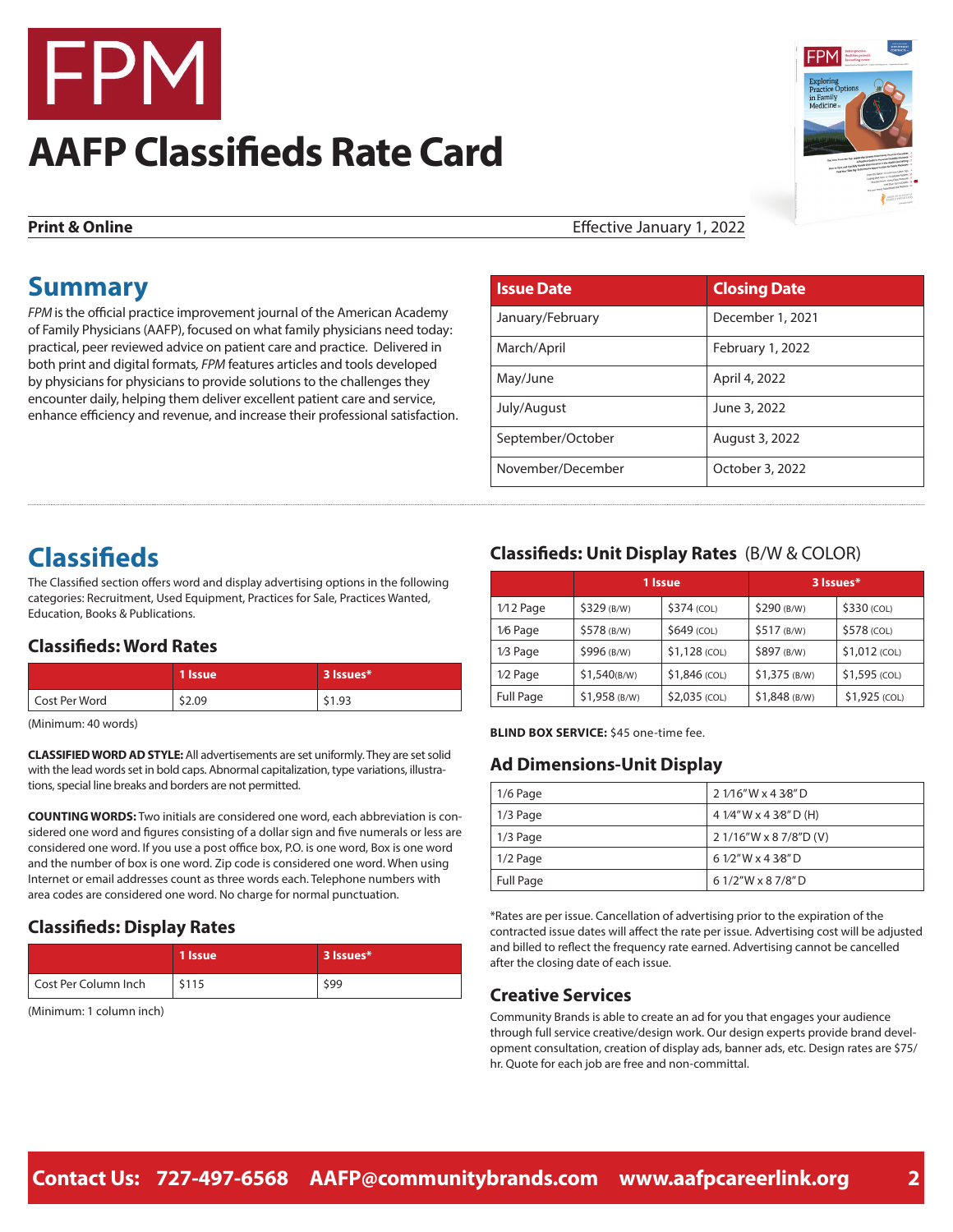# FPM

# AAFP Classifieds Rate Card

**Print & Online** Effective January 1, 2022

## Summary

*FPM* is the official practice improvement journal of the American Academy of Family Physicians (AAFP), focused on what family physicians need today: practical, peer reviewed advice on patient care and practice. Delivered in both print and digital formats, *FPM* features articles and tools developed by physicians for physicians to provide solutions to the challenges they encounter daily, helping them deliver excellent patient care and service, enhance efficiency and revenue, and increase their professional satisfaction.

| Issue Date | Closing Date |
| --- | --- |
| January/February | December 1, 2021 |
| March/April | February 1, 2022 |
| May/June | April 4, 2022 |
| July/August | June 3, 2022 |
| September/October | August 3, 2022 |
| November/December | October 3, 2022 |

## Classifieds

The Classified section offers word and display advertising options in the following categories: Recruitment, Used Equipment, Practices for Sale, Practices Wanted, Education, Books & Publications.

### Classifieds: Word Rates

| | 1 Issue | 3 Issues* |
| --- | --- | --- |
| Cost Per Word | $2.09 | $1.93 |

(Minimum: 40 words)

**CLASSIFIED WORD AD STYLE:** All advertisements are set uniformly. They are set solid with the lead words set in bold caps. Abnormal capitalization, type variations, illustrations, special line breaks and borders are not permitted.

**COUNTING WORDS:** Two initials are considered one word, each abbreviation is considered one word and figures consisting of a dollar sign and five numerals or less are considered one word. If you use a post office box, P.O. is one word, Box is one word and the number of box is one word. Zip code is considered one word. When using Internet or email addresses count as three words each. Telephone numbers with area codes are considered one word. No charge for normal punctuation.

### Classifieds: Display Rates

| | 1 Issue | 3 Issues* |
| --- | --- | --- |
| Cost Per Column Inch | $115 | $99 |

(Minimum: 1 column inch)

### Classifieds: Unit Display Rates (B/W & COLOR)

| | 1 Issue | | 3 Issues* | |
| --- | --- | --- | --- | --- |
| 1⁄12 Page | $329 (B/W) | $374 (COL) | $290 (B/W) | $330 (COL) |
| 1⁄6 Page | $578 (B/W) | $649 (COL) | $517 (B/W) | $578 (COL) |
| 1⁄3 Page | $996 (B/W) | $1,128 (COL) | $897 (B/W) | $1,012 (COL) |
| 1⁄2 Page | $1,540 (B/W) | $1,846 (COL) | $1,375 (B/W) | $1,595 (COL) |
| Full Page | $1,958 (B/W) | $2,035 (COL) | $1,848 (B/W) | $1,925 (COL) |

**BLIND BOX SERVICE:** $45 one-time fee.

### Ad Dimensions-Unit Display

| | |
| --- | --- |
| 1/6 Page | 2 1⁄16"W x 4 3⁄8" D |
| 1/3 Page | 4 1⁄4"W x 4 3⁄8" D (H) |
| 1/3 Page | 2 1/16"W x 8 7/8"D (V) |
| 1/2 Page | 6 1⁄2"W x 4 3⁄8" D |
| Full Page | 6 1/2"W x 8 7/8" D |

*Rates are per issue. Cancellation of advertising prior to the expiration of the contracted issue dates will affect the rate per issue. Advertising cost will be adjusted and billed to reflect the frequency rate earned. Advertising cannot be cancelled after the closing date of each issue.

### Creative Services

Community Brands is able to create an ad for you that engages your audience through full service creative/design work. Our design experts provide brand development consultation, creation of display ads, banner ads, etc. Design rates are $75/hr. Quote for each job are free and non-committal.

**Contact Us: 727-497-6568 AAFP@communitybrands.com www.aafpcareerlink.org**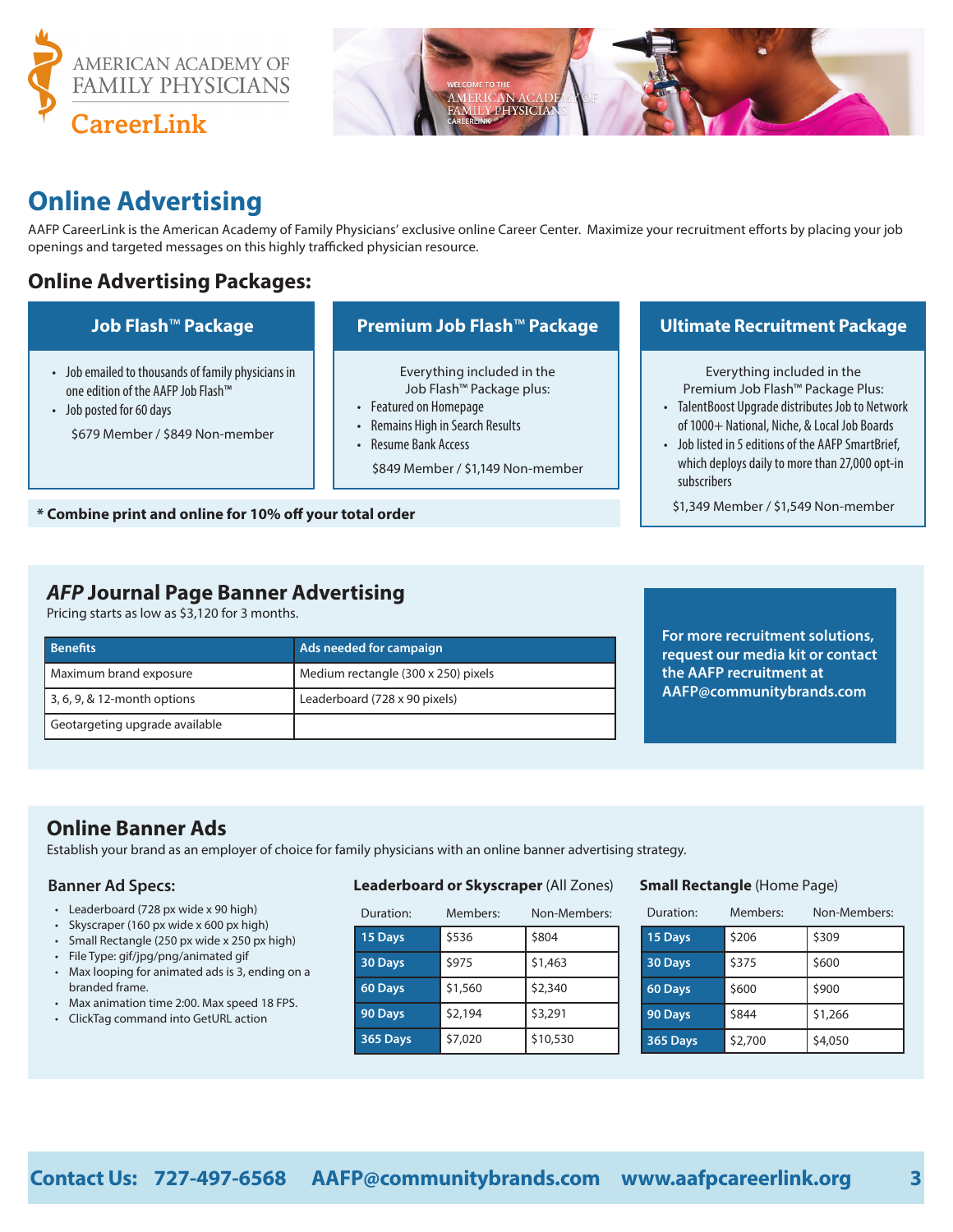AMERICAN ACADEMY OF FAMILY PHYSICIANS

CareerLink

# Online Advertising

AAFP CareerLink is the American Academy of Family Physicians' exclusive online Career Center. Maximize your recruitment efforts by placing your job openings and targeted messages on this highly trafficked physician resource.

## Online Advertising Packages:

### Job Flash™ Package

- Job emailed to thousands of family physicians in one edition of the AAFP Job Flash™
- Job posted for 60 days

$679 Member / $849 Non-member

### Premium Job Flash™ Package

Everything included in the Job Flash™ Package plus:

- Featured on Homepage
- Remains High in Search Results
- Resume Bank Access

$849 Member / $1,149 Non-member

### Ultimate Recruitment Package

Everything included in the Premium Job Flash™ Package Plus:

- TalentBoost Upgrade distributes Job to Network of 1000+ National, Niche, & Local Job Boards
- Job listed in 5 editions of the AAFP SmartBrief, which deploys daily to more than 27,000 opt-in subscribers

$1,349 Member / $1,549 Non-member

**\* Combine print and online for 10% off your total order**

## *AFP* Journal Page Banner Advertising

Pricing starts as low as $3,120 for 3 months.

| Benefits | Ads needed for campaign |
|---|---|
| Maximum brand exposure | Medium rectangle (300 x 250) pixels |
| 3, 6, 9, & 12-month options | Leaderboard (728 x 90 pixels) |
| Geotargeting upgrade available | |

**For more recruitment solutions, request our media kit or contact the AAFP recruitment at AAFP@communitybrands.com**

## Online Banner Ads

Establish your brand as an employer of choice for family physicians with an online banner advertising strategy.

### Banner Ad Specs:

- Leaderboard (728 px wide x 90 high)
- Skyscraper (160 px wide x 600 px high)
- Small Rectangle (250 px wide x 250 px high)
- File Type: gif/jpg/png/animated gif
- Max looping for animated ads is 3, ending on a branded frame.
- Max animation time 2:00. Max speed 18 FPS.
- ClickTag command into GetURL action

**Leaderboard or Skyscraper** (All Zones)

| Duration: | Members: | Non-Members: |
|---|---|---|
| 15 Days | $536 | $804 |
| 30 Days | $975 | $1,463 |
| 60 Days | $1,560 | $2,340 |
| 90 Days | $2,194 | $3,291 |
| 365 Days | $7,020 | $10,530 |

**Small Rectangle** (Home Page)

| Duration: | Members: | Non-Members: |
|---|---|---|
| 15 Days | $206 | $309 |
| 30 Days | $375 | $600 |
| 60 Days | $600 | $900 |
| 90 Days | $844 | $1,266 |
| 365 Days | $2,700 | $4,050 |

**Contact Us: 727-497-6568 AAFP@communitybrands.com www.aafpcareerlink.org**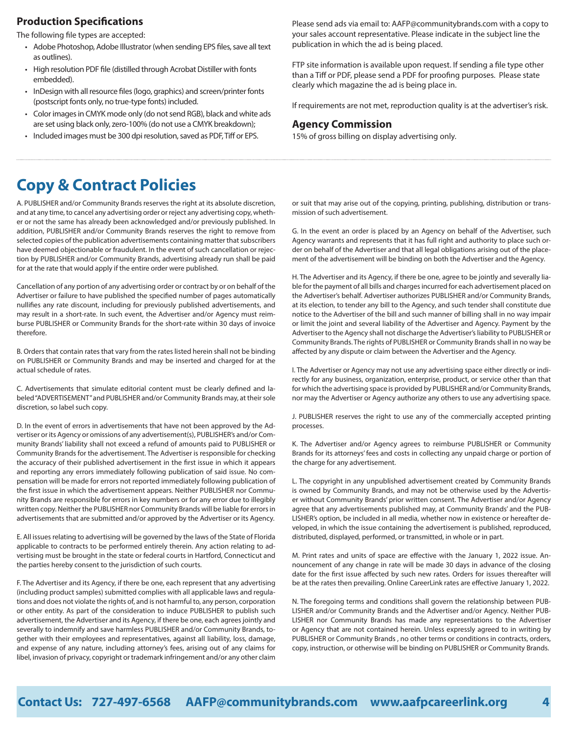## Production Specifications

The following file types are accepted:

- Adobe Photoshop, Adobe Illustrator (when sending EPS files, save all text as outlines).
- High resolution PDF file (distilled through Acrobat Distiller with fonts embedded).
- InDesign with all resource files (logo, graphics) and screen/printer fonts (postscript fonts only, no true-type fonts) included.
- Color images in CMYK mode only (do not send RGB), black and white ads are set using black only, zero-100% (do not use a CMYK breakdown);
- Included images must be 300 dpi resolution, saved as PDF, Tiff or EPS.

Please send ads via email to: AAFP@communitybrands.com with a copy to your sales account representative. Please indicate in the subject line the publication in which the ad is being placed.

FTP site information is available upon request. If sending a file type other than a Tiff or PDF, please send a PDF for proofing purposes. Please state clearly which magazine the ad is being place in.

If requirements are not met, reproduction quality is at the advertiser's risk.

## Agency Commission

15% of gross billing on display advertising only.

# Copy & Contract Policies

A. PUBLISHER and/or Community Brands reserves the right at its absolute discretion, and at any time, to cancel any advertising order or reject any advertising copy, whether or not the same has already been acknowledged and/or previously published. In addition, PUBLISHER and/or Community Brands reserves the right to remove from selected copies of the publication advertisements containing matter that subscribers have deemed objectionable or fraudulent. In the event of such cancellation or rejection by PUBLISHER and/or Community Brands, advertising already run shall be paid for at the rate that would apply if the entire order were published.

Cancellation of any portion of any advertising order or contract by or on behalf of the Advertiser or failure to have published the specified number of pages automatically nullifies any rate discount, including for previously published advertisements, and may result in a short-rate. In such event, the Advertiser and/or Agency must reimburse PUBLISHER or Community Brands for the short-rate within 30 days of invoice therefore.

B. Orders that contain rates that vary from the rates listed herein shall not be binding on PUBLISHER or Community Brands and may be inserted and charged for at the actual schedule of rates.

C. Advertisements that simulate editorial content must be clearly defined and labeled "ADVERTISEMENT" and PUBLISHER and/or Community Brands may, at their sole discretion, so label such copy.

D. In the event of errors in advertisements that have not been approved by the Advertiser or its Agency or omissions of any advertisement(s), PUBLISHER's and/or Community Brands' liability shall not exceed a refund of amounts paid to PUBLISHER or Community Brands for the advertisement. The Advertiser is responsible for checking the accuracy of their published advertisement in the first issue in which it appears and reporting any errors immediately following publication of said issue. No compensation will be made for errors not reported immediately following publication of the first issue in which the advertisement appears. Neither PUBLISHER nor Community Brands are responsible for errors in key numbers or for any error due to illegibly written copy. Neither the PUBLISHER nor Community Brands will be liable for errors in advertisements that are submitted and/or approved by the Advertiser or its Agency.

E. All issues relating to advertising will be governed by the laws of the State of Florida applicable to contracts to be performed entirely therein. Any action relating to advertising must be brought in the state or federal courts in Hartford, Connecticut and the parties hereby consent to the jurisdiction of such courts.

F. The Advertiser and its Agency, if there be one, each represent that any advertising (including product samples) submitted complies with all applicable laws and regulations and does not violate the rights of, and is not harmful to, any person, corporation or other entity. As part of the consideration to induce PUBLISHER to publish such advertisement, the Advertiser and its Agency, if there be one, each agrees jointly and severally to indemnify and save harmless PUBLISHER and/or Community Brands, together with their employees and representatives, against all liability, loss, damage, and expense of any nature, including attorney's fees, arising out of any claims for libel, invasion of privacy, copyright or trademark infringement and/or any other claim or suit that may arise out of the copying, printing, publishing, distribution or transmission of such advertisement.

G. In the event an order is placed by an Agency on behalf of the Advertiser, such Agency warrants and represents that it has full right and authority to place such order on behalf of the Advertiser and that all legal obligations arising out of the placement of the advertisement will be binding on both the Advertiser and the Agency.

H. The Advertiser and its Agency, if there be one, agree to be jointly and severally liable for the payment of all bills and charges incurred for each advertisement placed on the Advertiser's behalf. Advertiser authorizes PUBLISHER and/or Community Brands, at its election, to tender any bill to the Agency, and such tender shall constitute due notice to the Advertiser of the bill and such manner of billing shall in no way impair or limit the joint and several liability of the Advertiser and Agency. Payment by the Advertiser to the Agency shall not discharge the Advertiser's liability to PUBLISHER or Community Brands. The rights of PUBLISHER or Community Brands shall in no way be affected by any dispute or claim between the Advertiser and the Agency.

I. The Advertiser or Agency may not use any advertising space either directly or indirectly for any business, organization, enterprise, product, or service other than that for which the advertising space is provided by PUBLISHER and/or Community Brands, nor may the Advertiser or Agency authorize any others to use any advertising space.

J. PUBLISHER reserves the right to use any of the commercially accepted printing processes.

K. The Advertiser and/or Agency agrees to reimburse PUBLISHER or Community Brands for its attorneys' fees and costs in collecting any unpaid charge or portion of the charge for any advertisement.

L. The copyright in any unpublished advertisement created by Community Brands is owned by Community Brands, and may not be otherwise used by the Advertiser without Community Brands' prior written consent. The Advertiser and/or Agency agree that any advertisements published may, at Community Brands' and the PUBLISHER's option, be included in all media, whether now in existence or hereafter developed, in which the issue containing the advertisement is published, reproduced, distributed, displayed, performed, or transmitted, in whole or in part.

M. Print rates and units of space are effective with the January 1, 2022 issue. Announcement of any change in rate will be made 30 days in advance of the closing date for the first issue affected by such new rates. Orders for issues thereafter will be at the rates then prevailing. Online CareerLink rates are effective January 1, 2022.

N. The foregoing terms and conditions shall govern the relationship between PUBLISHER and/or Community Brands and the Advertiser and/or Agency. Neither PUBLISHER nor Community Brands has made any representations to the Advertiser or Agency that are not contained herein. Unless expressly agreed to in writing by PUBLISHER or Community Brands , no other terms or conditions in contracts, orders, copy, instruction, or otherwise will be binding on PUBLISHER or Community Brands.

**Contact Us: 727-497-6568 AAFP@communitybrands.com www.aafpcareerlink.org**